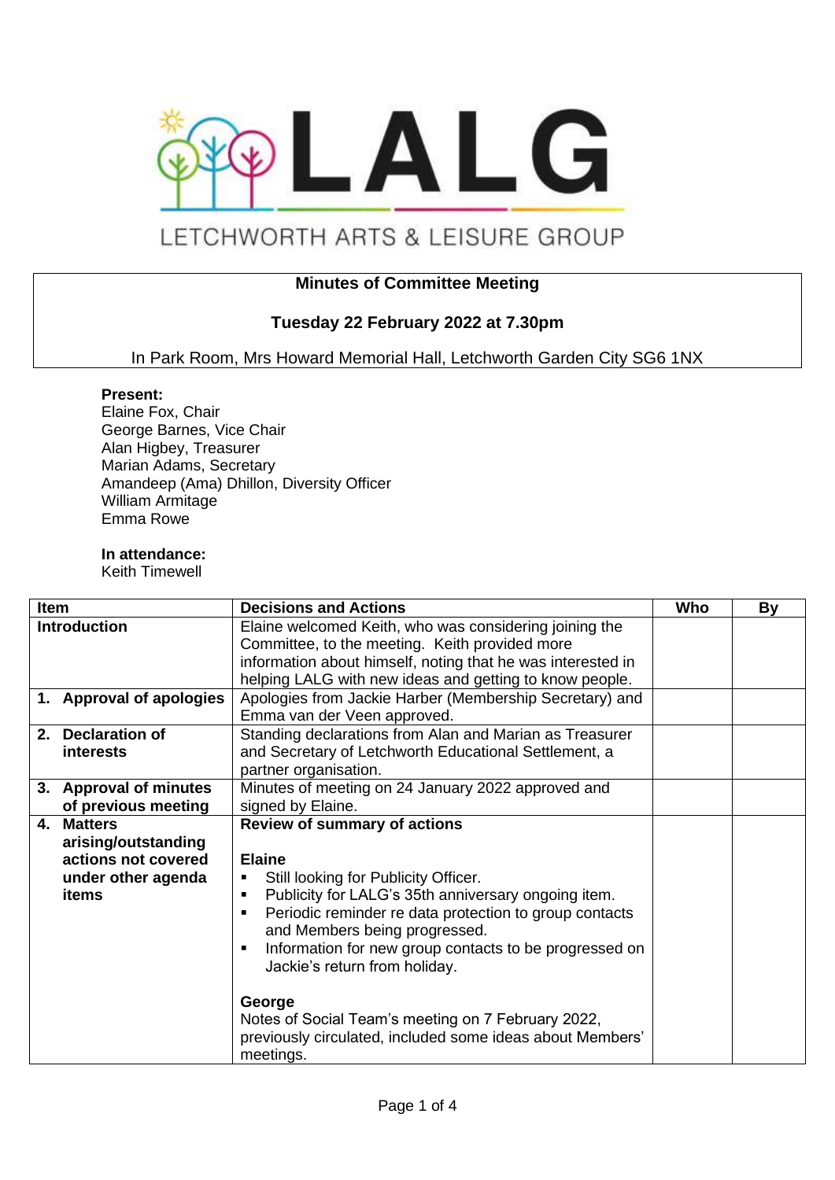# LALG

LETCHWORTH ARTS & LEISURE GROUP

**Minutes of Committee Meeting**

**Tuesday 22 February 2022 at 7.30pm**

In Park Room, Mrs Howard Memorial Hall, Letchworth Garden City SG6 1NX

**Present:**
Elaine Fox, Chair
George Barnes, Vice Chair
Alan Higbey, Treasurer
Marian Adams, Secretary
Amandeep (Ama) Dhillon, Diversity Officer
William Armitage
Emma Rowe

**In attendance:**
Keith Timewell

| Item | Decisions and Actions | Who | By |
|---|---|---|---|
| **Introduction** | Elaine welcomed Keith, who was considering joining the Committee, to the meeting. Keith provided more information about himself, noting that he was interested in helping LALG with new ideas and getting to know people. | | |
| **1. Approval of apologies** | Apologies from Jackie Harber (Membership Secretary) and Emma van der Veen approved. | | |
| **2. Declaration of interests** | Standing declarations from Alan and Marian as Treasurer and Secretary of Letchworth Educational Settlement, a partner organisation. | | |
| **3. Approval of minutes of previous meeting** | Minutes of meeting on 24 January 2022 approved and signed by Elaine. | | |
| **4. Matters arising/outstanding actions not covered under other agenda items** | **Review of summary of actions**<br><br>**Elaine**<br>▪ Still looking for Publicity Officer.<br>▪ Publicity for LALG's 35th anniversary ongoing item.<br>▪ Periodic reminder re data protection to group contacts and Members being progressed.<br>▪ Information for new group contacts to be progressed on Jackie's return from holiday.<br><br>**George**<br>Notes of Social Team's meeting on 7 February 2022, previously circulated, included some ideas about Members' meetings. | | |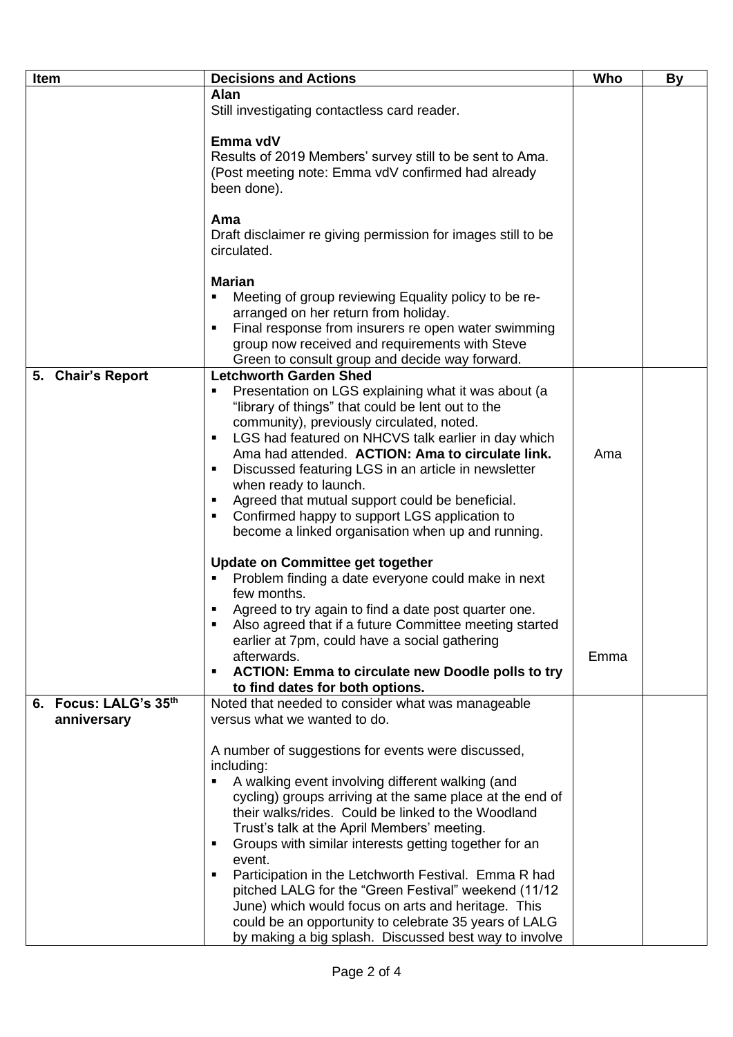| Item | Decisions and Actions | Who | By |
|---|---|---|---|
| | **Alan**<br>Still investigating contactless card reader.<br><br>**Emma vdV**<br>Results of 2019 Members' survey still to be sent to Ama. (Post meeting note: Emma vdV confirmed had already been done).<br><br>**Ama**<br>Draft disclaimer re giving permission for images still to be circulated.<br><br>**Marian**<br>▪ Meeting of group reviewing Equality policy to be re-arranged on her return from holiday.<br>▪ Final response from insurers re open water swimming group now received and requirements with Steve Green to consult group and decide way forward. | | |
| **5. Chair's Report** | **Letchworth Garden Shed**<br>▪ Presentation on LGS explaining what it was about (a "library of things" that could be lent out to the community), previously circulated, noted.<br>▪ LGS had featured on NHCVS talk earlier in day which Ama had attended. **ACTION: Ama to circulate link.**<br>▪ Discussed featuring LGS in an article in newsletter when ready to launch.<br>▪ Agreed that mutual support could be beneficial.<br>▪ Confirmed happy to support LGS application to become a linked organisation when up and running.<br><br>**Update on Committee get together**<br>▪ Problem finding a date everyone could make in next few months.<br>▪ Agreed to try again to find a date post quarter one.<br>▪ Also agreed that if a future Committee meeting started earlier at 7pm, could have a social gathering afterwards.<br>▪ **ACTION: Emma to circulate new Doodle polls to try to find dates for both options.** | Ama<br><br>Emma | |
| **6. Focus: LALG's 35th anniversary** | Noted that needed to consider what was manageable versus what we wanted to do.<br><br>A number of suggestions for events were discussed, including:<br>▪ A walking event involving different walking (and cycling) groups arriving at the same place at the end of their walks/rides. Could be linked to the Woodland Trust's talk at the April Members' meeting.<br>▪ Groups with similar interests getting together for an event.<br>▪ Participation in the Letchworth Festival. Emma R had pitched LALG for the "Green Festival" weekend (11/12 June) which would focus on arts and heritage. This could be an opportunity to celebrate 35 years of LALG by making a big splash. Discussed best way to involve | | |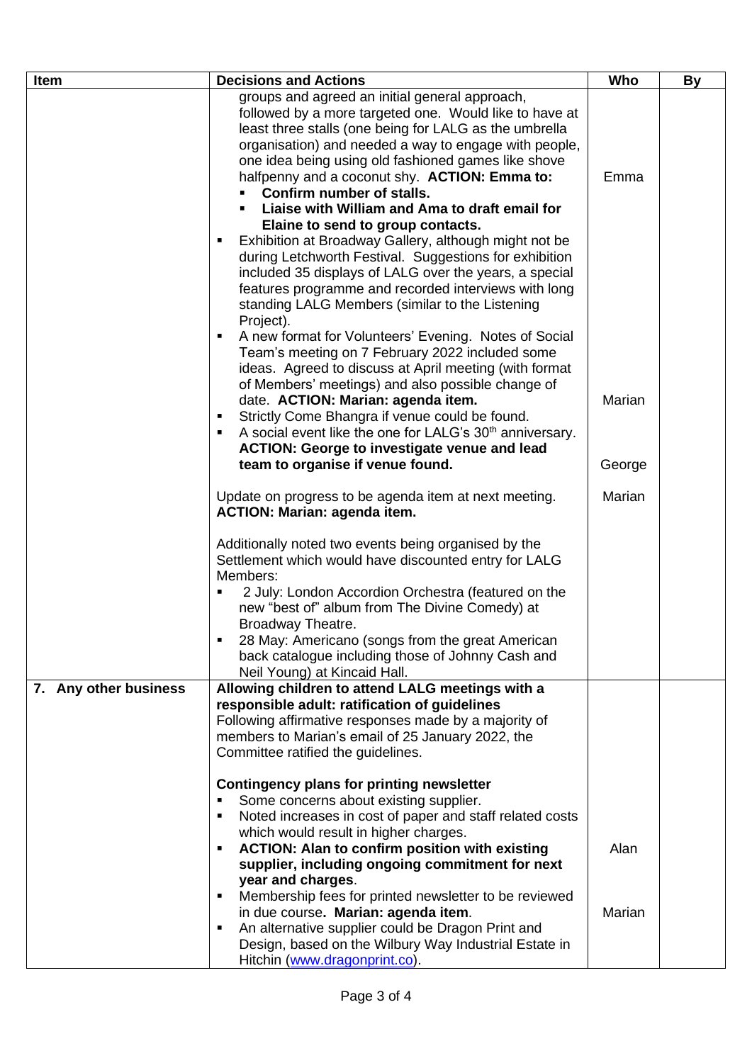| Item | Decisions and Actions | Who | By |
|---|---|---|---|
| | groups and agreed an initial general approach, followed by a more targeted one. Would like to have at least three stalls (one being for LALG as the umbrella organisation) and needed a way to engage with people, one idea being using old fashioned games like shove halfpenny and a coconut shy. **ACTION: Emma to:**<br>▪ **Confirm number of stalls.**<br>▪ **Liaise with William and Ama to draft email for Elaine to send to group contacts.**<br>▪ Exhibition at Broadway Gallery, although might not be during Letchworth Festival. Suggestions for exhibition included 35 displays of LALG over the years, a special features programme and recorded interviews with long standing LALG Members (similar to the Listening Project).<br>▪ A new format for Volunteers' Evening. Notes of Social Team's meeting on 7 February 2022 included some ideas. Agreed to discuss at April meeting (with format of Members' meetings) and also possible change of date. **ACTION: Marian: agenda item.**<br>▪ Strictly Come Bhangra if venue could be found.<br>▪ A social event like the one for LALG's 30th anniversary. **ACTION: George to investigate venue and lead team to organise if venue found.**<br><br>Update on progress to be agenda item at next meeting. **ACTION: Marian: agenda item.**<br><br>Additionally noted two events being organised by the Settlement which would have discounted entry for LALG Members:<br>▪ 2 July: London Accordion Orchestra (featured on the new "best of" album from The Divine Comedy) at Broadway Theatre.<br>▪ 28 May: Americano (songs from the great American back catalogue including those of Johnny Cash and Neil Young) at Kincaid Hall. | Emma<br><br><br><br><br><br>Marian<br><br>George<br><br>Marian | |
| **7. Any other business** | **Allowing children to attend LALG meetings with a responsible adult: ratification of guidelines**<br>Following affirmative responses made by a majority of members to Marian's email of 25 January 2022, the Committee ratified the guidelines.<br><br>**Contingency plans for printing newsletter**<br>▪ Some concerns about existing supplier.<br>▪ Noted increases in cost of paper and staff related costs which would result in higher charges.<br>▪ **ACTION: Alan to confirm position with existing supplier, including ongoing commitment for next year and charges**.<br>▪ Membership fees for printed newsletter to be reviewed in due course**. Marian: agenda item**.<br>▪ An alternative supplier could be Dragon Print and Design, based on the Wilbury Way Industrial Estate in Hitchin (www.dragonprint.co). | <br><br><br><br><br><br><br>Alan<br><br>Marian | |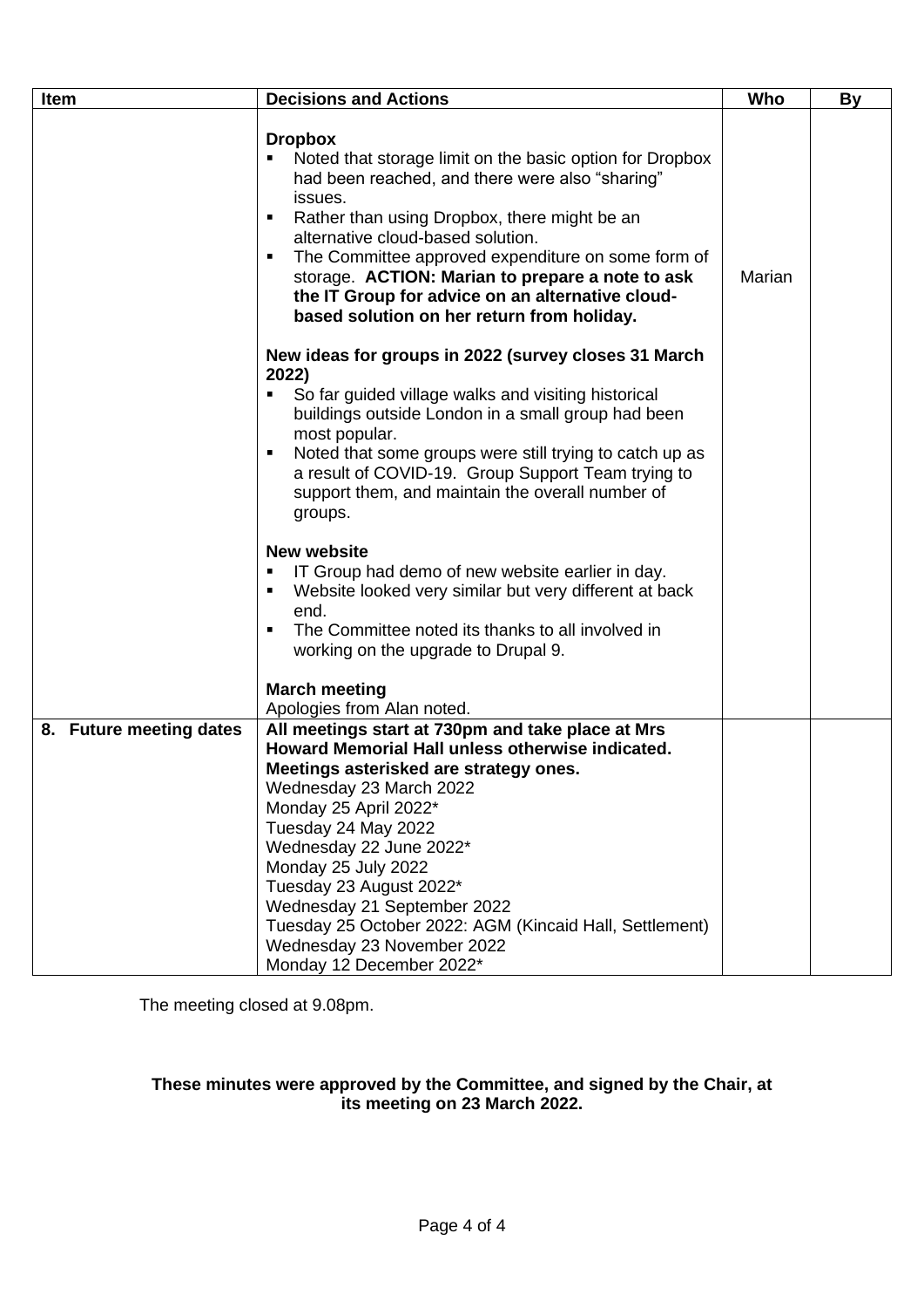| Item | Decisions and Actions | Who | By |
|---|---|---|---|
| | **Dropbox**<br>▪ Noted that storage limit on the basic option for Dropbox had been reached, and there were also "sharing" issues.<br>▪ Rather than using Dropbox, there might be an alternative cloud-based solution.<br>▪ The Committee approved expenditure on some form of storage. **ACTION: Marian to prepare a note to ask the IT Group for advice on an alternative cloud-based solution on her return from holiday.**<br><br>**New ideas for groups in 2022 (survey closes 31 March 2022)**<br>▪ So far guided village walks and visiting historical buildings outside London in a small group had been most popular.<br>▪ Noted that some groups were still trying to catch up as a result of COVID-19. Group Support Team trying to support them, and maintain the overall number of groups.<br><br>**New website**<br>▪ IT Group had demo of new website earlier in day.<br>▪ Website looked very similar but very different at back end.<br>▪ The Committee noted its thanks to all involved in working on the upgrade to Drupal 9.<br><br>**March meeting**<br>Apologies from Alan noted. | Marian | |
| **8. Future meeting dates** | **All meetings start at 730pm and take place at Mrs Howard Memorial Hall unless otherwise indicated. Meetings asterisked are strategy ones.**<br>Wednesday 23 March 2022<br>Monday 25 April 2022*<br>Tuesday 24 May 2022<br>Wednesday 22 June 2022*<br>Monday 25 July 2022<br>Tuesday 23 August 2022*<br>Wednesday 21 September 2022<br>Tuesday 25 October 2022: AGM (Kincaid Hall, Settlement)<br>Wednesday 23 November 2022<br>Monday 12 December 2022* | | |

The meeting closed at 9.08pm.

**These minutes were approved by the Committee, and signed by the Chair, at its meeting on 23 March 2022.**